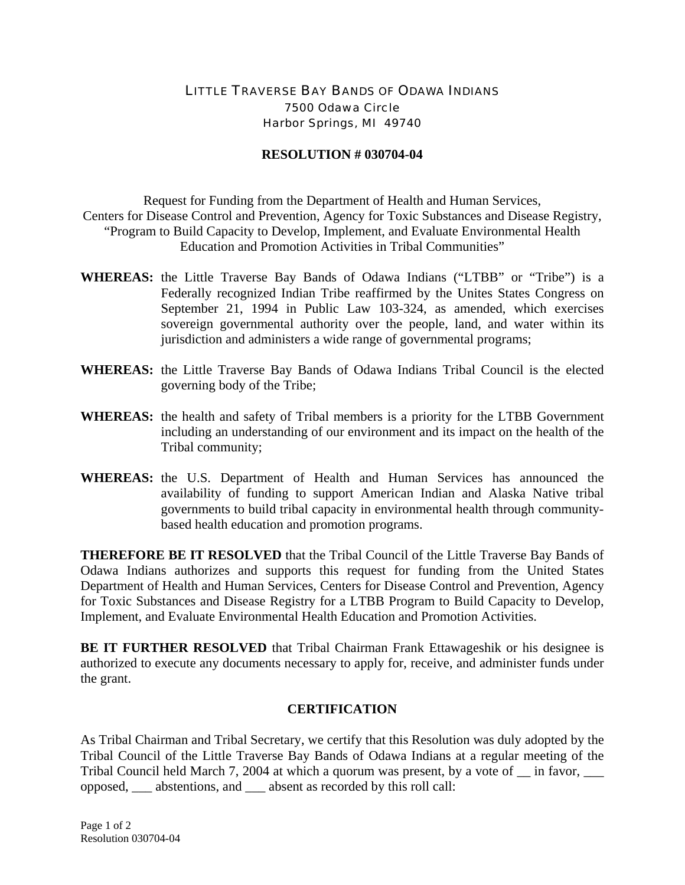# LITTLE TRAVERSE BAY BANDS OF ODAWA INDIANS

7500 Odawa Circle
Harbor Springs, MI 49740

## RESOLUTION # 030704-04

Request for Funding from the Department of Health and Human Services, Centers for Disease Control and Prevention, Agency for Toxic Substances and Disease Registry, "Program to Build Capacity to Develop, Implement, and Evaluate Environmental Health Education and Promotion Activities in Tribal Communities"

**WHEREAS:** the Little Traverse Bay Bands of Odawa Indians ("LTBB" or "Tribe") is a Federally recognized Indian Tribe reaffirmed by the Unites States Congress on September 21, 1994 in Public Law 103-324, as amended, which exercises sovereign governmental authority over the people, land, and water within its jurisdiction and administers a wide range of governmental programs;

**WHEREAS:** the Little Traverse Bay Bands of Odawa Indians Tribal Council is the elected governing body of the Tribe;

**WHEREAS:** the health and safety of Tribal members is a priority for the LTBB Government including an understanding of our environment and its impact on the health of the Tribal community;

**WHEREAS:** the U.S. Department of Health and Human Services has announced the availability of funding to support American Indian and Alaska Native tribal governments to build tribal capacity in environmental health through community-based health education and promotion programs.

**THEREFORE BE IT RESOLVED** that the Tribal Council of the Little Traverse Bay Bands of Odawa Indians authorizes and supports this request for funding from the United States Department of Health and Human Services, Centers for Disease Control and Prevention, Agency for Toxic Substances and Disease Registry for a LTBB Program to Build Capacity to Develop, Implement, and Evaluate Environmental Health Education and Promotion Activities.

**BE IT FURTHER RESOLVED** that Tribal Chairman Frank Ettawageshik or his designee is authorized to execute any documents necessary to apply for, receive, and administer funds under the grant.

## CERTIFICATION

As Tribal Chairman and Tribal Secretary, we certify that this Resolution was duly adopted by the Tribal Council of the Little Traverse Bay Bands of Odawa Indians at a regular meeting of the Tribal Council held March 7, 2004 at which a quorum was present, by a vote of __ in favor, ___ opposed, ___ abstentions, and ___ absent as recorded by this roll call: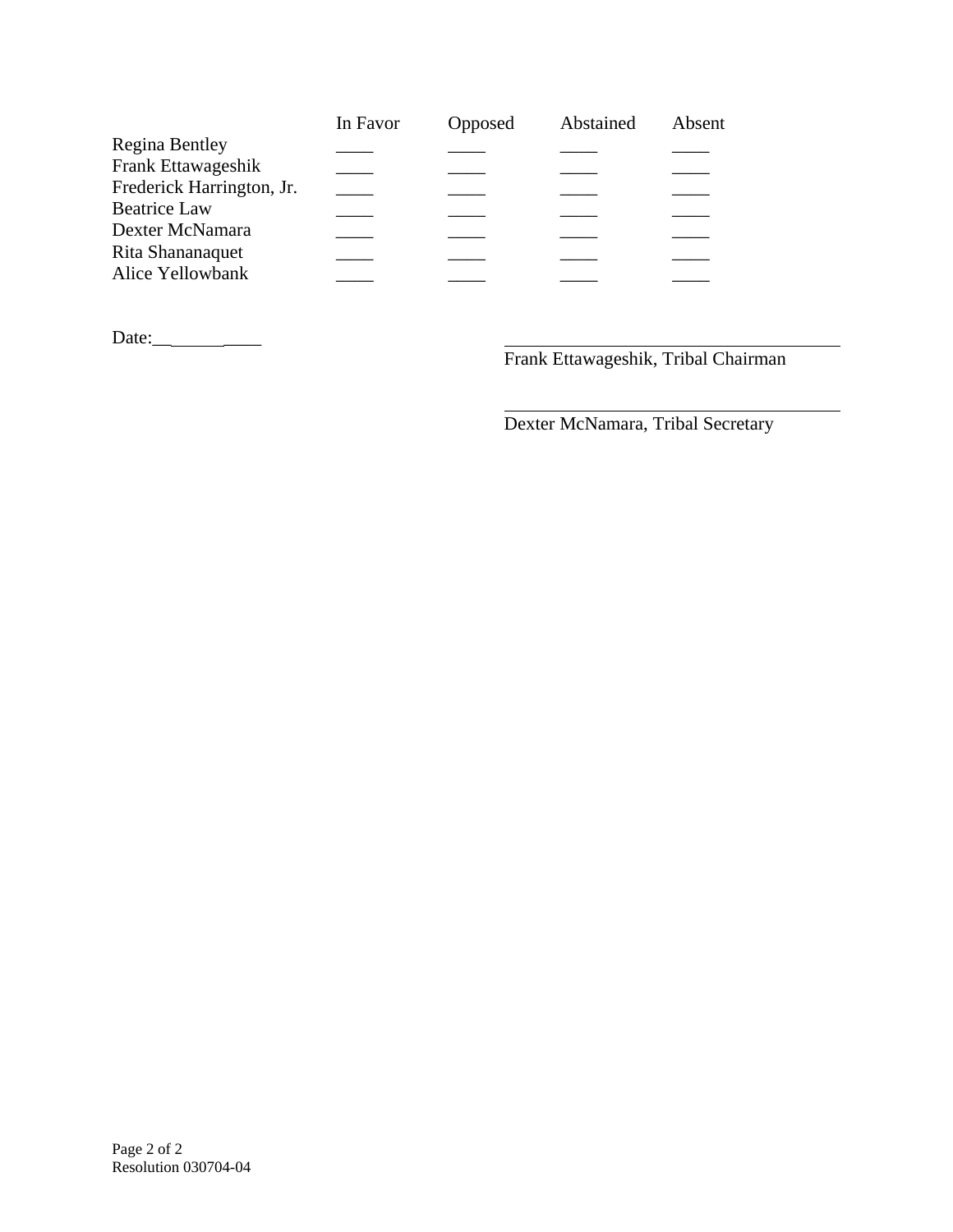| | In Favor | Opposed | Abstained | Absent |
|---|---|---|---|---|
| Regina Bentley | ____ | ____ | ____ | ____ |
| Frank Ettawageshik | ____ | ____ | ____ | ____ |
| Frederick Harrington, Jr. | ____ | ____ | ____ | ____ |
| Beatrice Law | ____ | ____ | ____ | ____ |
| Dexter McNamara | ____ | ____ | ____ | ____ |
| Rita Shananaquet | ____ | ____ | ____ | ____ |
| Alice Yellowbank | ____ | ____ | ____ | ____ |

Date:____________

_________________________________
Frank Ettawageshik, Tribal Chairman

_________________________________
Dexter McNamara, Tribal Secretary

Resolution 030704-04